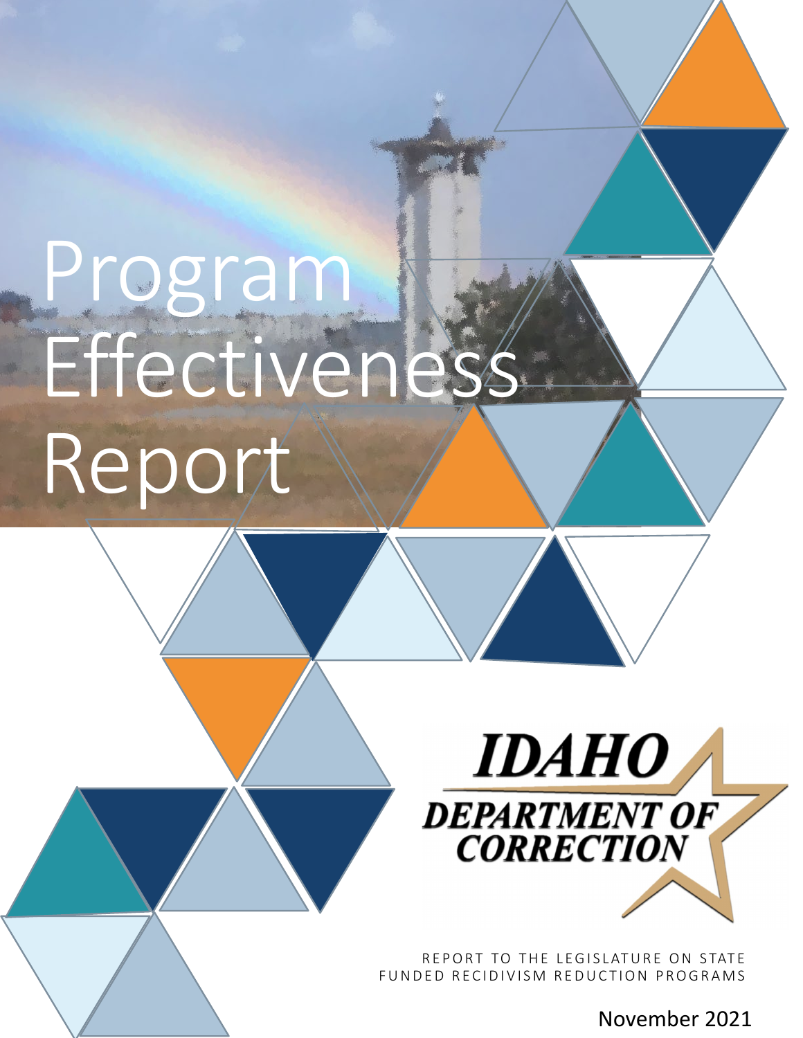# Program Effectiveness Report

IDAHO DEPARTMENT OF CORRECTION

REPORT TO THE LEGISLATURE ON STATE FUNDED RECIDIVISM REDUCTION PROGRAMS

November 2021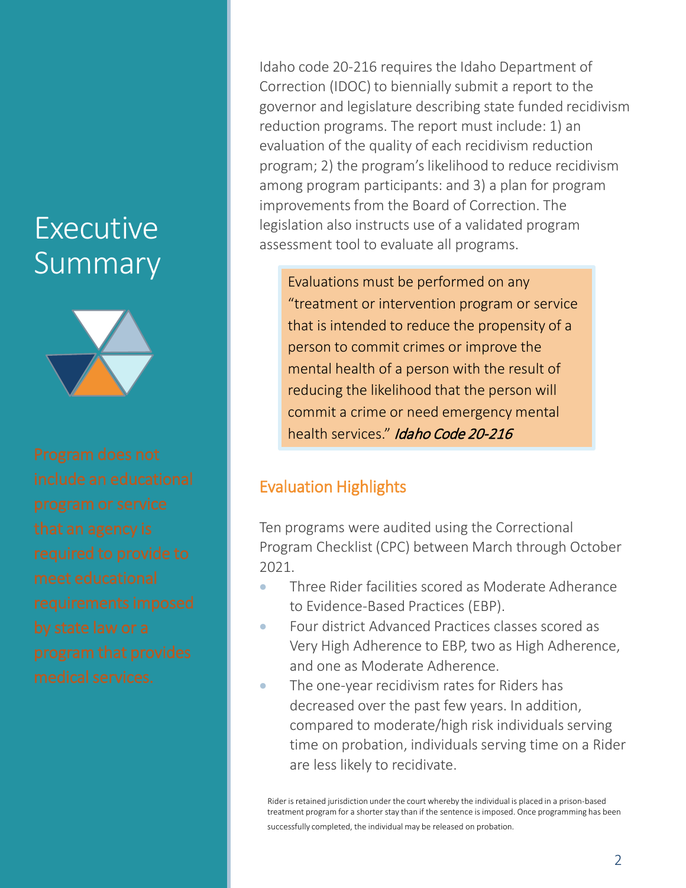# Executive Summary

Program does not include an educational program or service that an agency is required to provide to meet educational requirements imposed by state law or a program that provides medical services.

Idaho code 20-216 requires the Idaho Department of Correction (IDOC) to biennially submit a report to the governor and legislature describing state funded recidivism reduction programs. The report must include: 1) an evaluation of the quality of each recidivism reduction program; 2) the program's likelihood to reduce recidivism among program participants: and 3) a plan for program improvements from the Board of Correction. The legislation also instructs use of a validated program assessment tool to evaluate all programs.

> Evaluations must be performed on any "treatment or intervention program or service that is intended to reduce the propensity of a person to commit crimes or improve the mental health of a person with the result of reducing the likelihood that the person will commit a crime or need emergency mental health services." *Idaho Code 20-216*

## Evaluation Highlights

Ten programs were audited using the Correctional Program Checklist (CPC) between March through October 2021.

- Three Rider facilities scored as Moderate Adherance to Evidence-Based Practices (EBP).
- Four district Advanced Practices classes scored as Very High Adherence to EBP, two as High Adherence, and one as Moderate Adherence.
- The one-year recidivism rates for Riders has decreased over the past few years. In addition, compared to moderate/high risk individuals serving time on probation, individuals serving time on a Rider are less likely to recidivate.

Rider is retained jurisdiction under the court whereby the individual is placed in a prison-based treatment program for a shorter stay than if the sentence is imposed. Once programming has been successfully completed, the individual may be released on probation.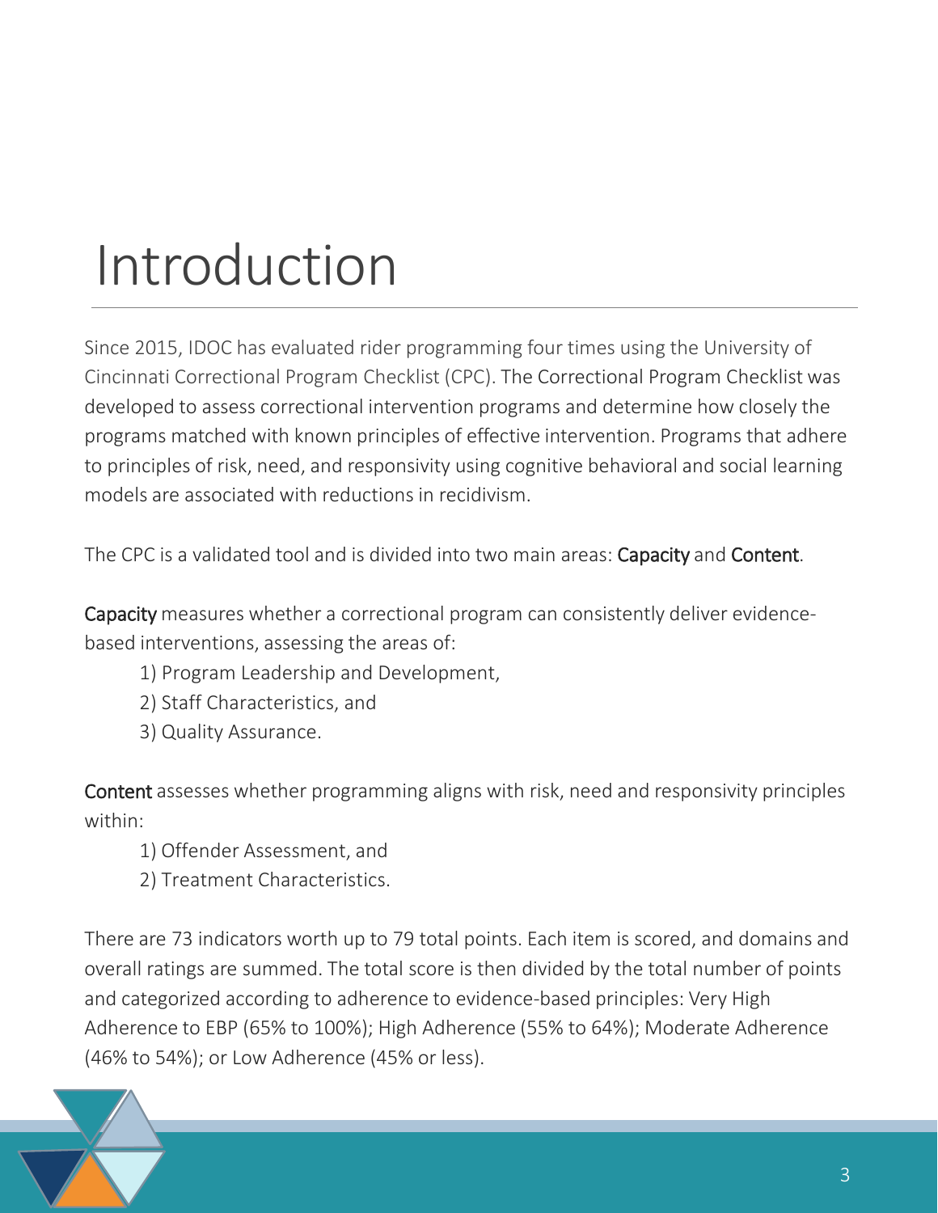# Introduction

Since 2015, IDOC has evaluated rider programming four times using the University of Cincinnati Correctional Program Checklist (CPC). The Correctional Program Checklist was developed to assess correctional intervention programs and determine how closely the programs matched with known principles of effective intervention. Programs that adhere to principles of risk, need, and responsivity using cognitive behavioral and social learning models are associated with reductions in recidivism.

The CPC is a validated tool and is divided into two main areas: Capacity and Content.

Capacity measures whether a correctional program can consistently deliver evidence-based interventions, assessing the areas of:

1) Program Leadership and Development,
2) Staff Characteristics, and
3) Quality Assurance.

Content assesses whether programming aligns with risk, need and responsivity principles within:

1) Offender Assessment, and
2) Treatment Characteristics.

There are 73 indicators worth up to 79 total points. Each item is scored, and domains and overall ratings are summed. The total score is then divided by the total number of points and categorized according to adherence to evidence-based principles: Very High Adherence to EBP (65% to 100%); High Adherence (55% to 64%); Moderate Adherence (46% to 54%); or Low Adherence (45% or less).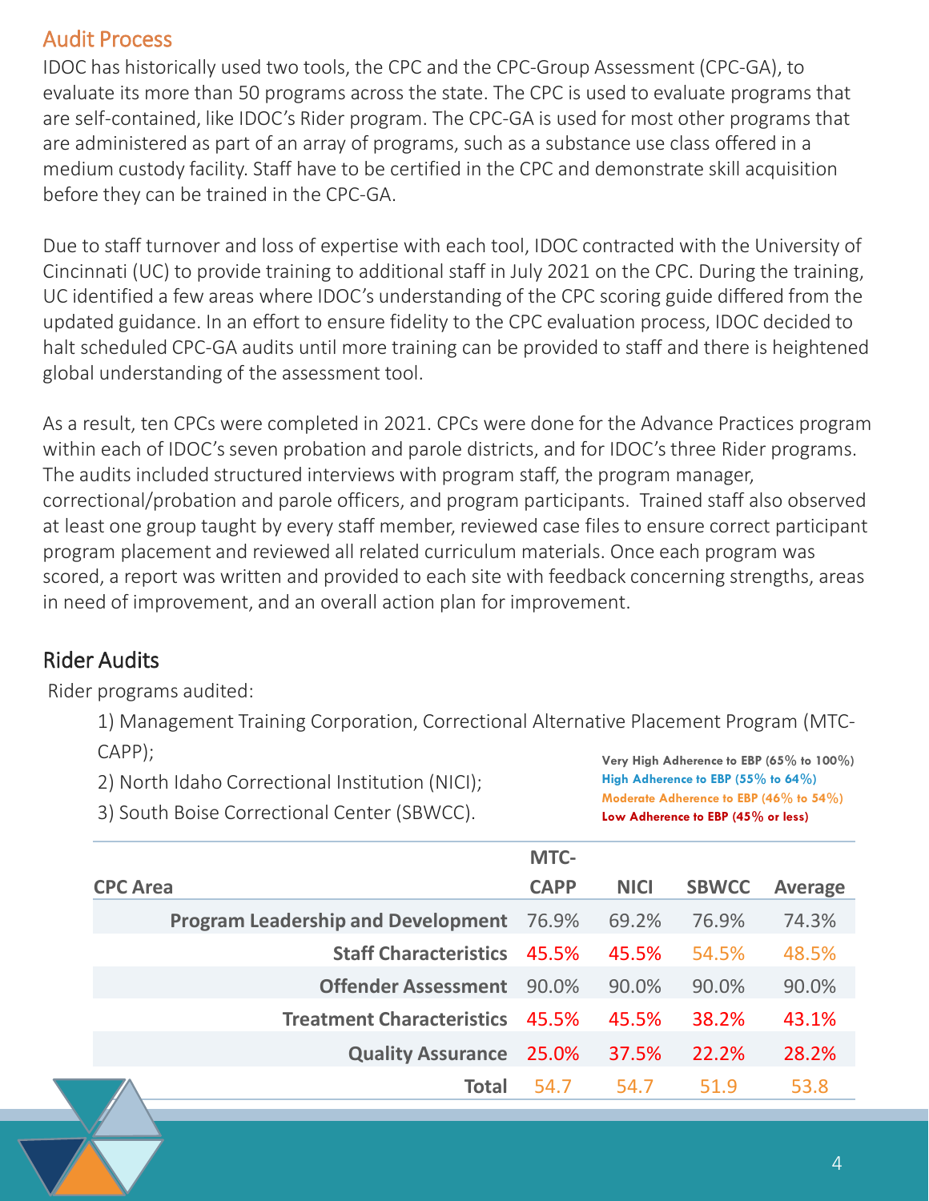## Audit Process

IDOC has historically used two tools, the CPC and the CPC-Group Assessment (CPC-GA), to evaluate its more than 50 programs across the state. The CPC is used to evaluate programs that are self-contained, like IDOC's Rider program. The CPC-GA is used for most other programs that are administered as part of an array of programs, such as a substance use class offered in a medium custody facility. Staff have to be certified in the CPC and demonstrate skill acquisition before they can be trained in the CPC-GA.

Due to staff turnover and loss of expertise with each tool, IDOC contracted with the University of Cincinnati (UC) to provide training to additional staff in July 2021 on the CPC. During the training, UC identified a few areas where IDOC's understanding of the CPC scoring guide differed from the updated guidance. In an effort to ensure fidelity to the CPC evaluation process, IDOC decided to halt scheduled CPC-GA audits until more training can be provided to staff and there is heightened global understanding of the assessment tool.

As a result, ten CPCs were completed in 2021. CPCs were done for the Advance Practices program within each of IDOC's seven probation and parole districts, and for IDOC's three Rider programs. The audits included structured interviews with program staff, the program manager, correctional/probation and parole officers, and program participants. Trained staff also observed at least one group taught by every staff member, reviewed case files to ensure correct participant program placement and reviewed all related curriculum materials. Once each program was scored, a report was written and provided to each site with feedback concerning strengths, areas in need of improvement, and an overall action plan for improvement.

## Rider Audits

Rider programs audited:

1) Management Training Corporation, Correctional Alternative Placement Program (MTC-CAPP);
2) North Idaho Correctional Institution (NICI);
3) South Boise Correctional Center (SBWCC).

**Very High Adherence to EBP (65% to 100%)**
**High Adherence to EBP (55% to 64%)**
**Moderate Adherence to EBP (46% to 54%)**
**Low Adherence to EBP (45% or less)**

| CPC Area | MTC-CAPP | NICI | SBWCC | Average |
|---|---|---|---|---|
| **Program Leadership and Development** | 76.9% | 69.2% | 76.9% | 74.3% |
| **Staff Characteristics** | 45.5% | 45.5% | 54.5% | 48.5% |
| **Offender Assessment** | 90.0% | 90.0% | 90.0% | 90.0% |
| **Treatment Characteristics** | 45.5% | 45.5% | 38.2% | 43.1% |
| **Quality Assurance** | 25.0% | 37.5% | 22.2% | 28.2% |
| **Total** | 54.7 | 54.7 | 51.9 | 53.8 |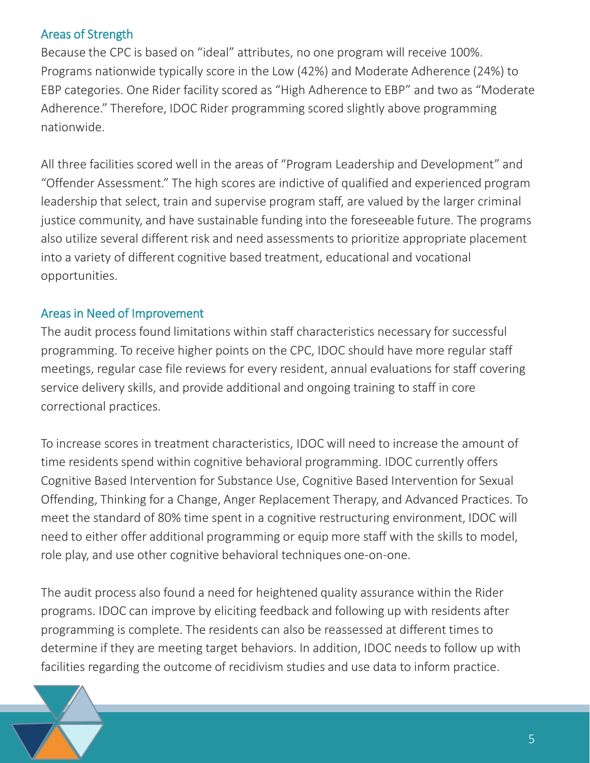## Areas of Strength

Because the CPC is based on "ideal" attributes, no one program will receive 100%. Programs nationwide typically score in the Low (42%) and Moderate Adherence (24%) to EBP categories. One Rider facility scored as "High Adherence to EBP" and two as "Moderate Adherence." Therefore, IDOC Rider programming scored slightly above programming nationwide.

All three facilities scored well in the areas of "Program Leadership and Development" and "Offender Assessment." The high scores are indictive of qualified and experienced program leadership that select, train and supervise program staff, are valued by the larger criminal justice community, and have sustainable funding into the foreseeable future. The programs also utilize several different risk and need assessments to prioritize appropriate placement into a variety of different cognitive based treatment, educational and vocational opportunities.

## Areas in Need of Improvement

The audit process found limitations within staff characteristics necessary for successful programming. To receive higher points on the CPC, IDOC should have more regular staff meetings, regular case file reviews for every resident, annual evaluations for staff covering service delivery skills, and provide additional and ongoing training to staff in core correctional practices.

To increase scores in treatment characteristics, IDOC will need to increase the amount of time residents spend within cognitive behavioral programming. IDOC currently offers Cognitive Based Intervention for Substance Use, Cognitive Based Intervention for Sexual Offending, Thinking for a Change, Anger Replacement Therapy, and Advanced Practices. To meet the standard of 80% time spent in a cognitive restructuring environment, IDOC will need to either offer additional programming or equip more staff with the skills to model, role play, and use other cognitive behavioral techniques one-on-one.

The audit process also found a need for heightened quality assurance within the Rider programs. IDOC can improve by eliciting feedback and following up with residents after programming is complete. The residents can also be reassessed at different times to determine if they are meeting target behaviors. In addition, IDOC needs to follow up with facilities regarding the outcome of recidivism studies and use data to inform practice.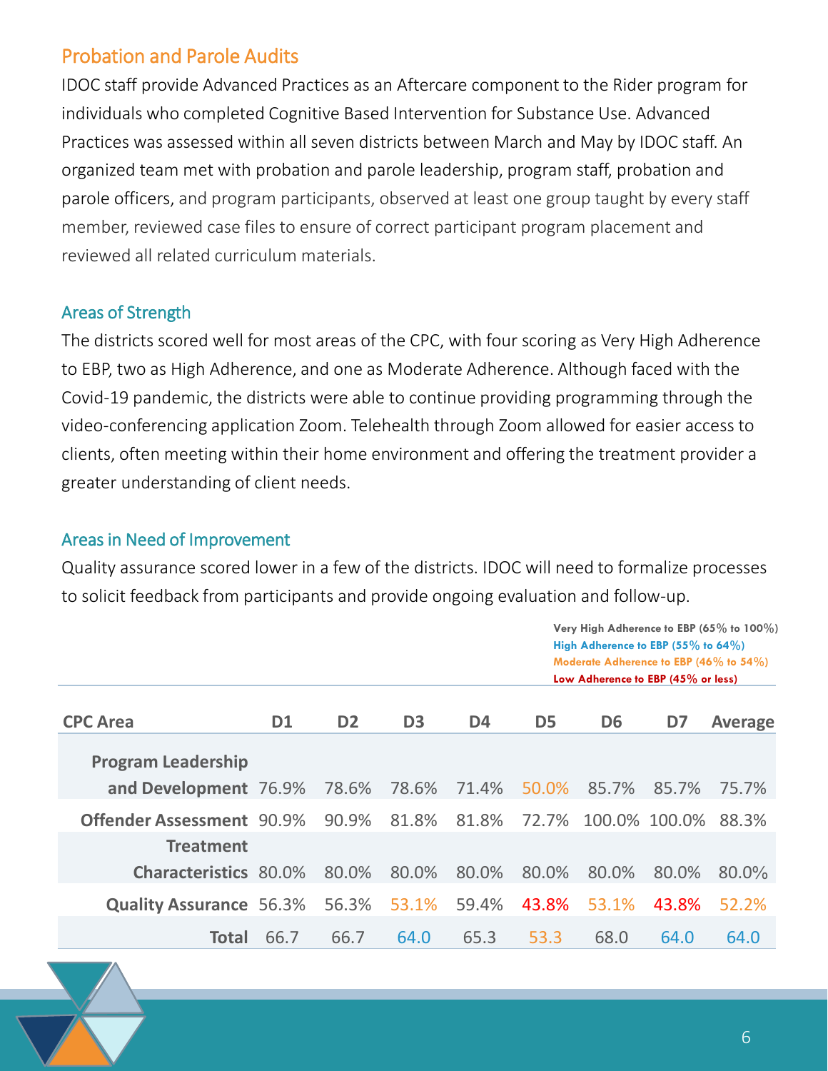## Probation and Parole Audits

IDOC staff provide Advanced Practices as an Aftercare component to the Rider program for individuals who completed Cognitive Based Intervention for Substance Use. Advanced Practices was assessed within all seven districts between March and May by IDOC staff. An organized team met with probation and parole leadership, program staff, probation and parole officers, and program participants, observed at least one group taught by every staff member, reviewed case files to ensure of correct participant program placement and reviewed all related curriculum materials.

### Areas of Strength

The districts scored well for most areas of the CPC, with four scoring as Very High Adherence to EBP, two as High Adherence, and one as Moderate Adherence. Although faced with the Covid-19 pandemic, the districts were able to continue providing programming through the video-conferencing application Zoom. Telehealth through Zoom allowed for easier access to clients, often meeting within their home environment and offering the treatment provider a greater understanding of client needs.

### Areas in Need of Improvement

Quality assurance scored lower in a few of the districts. IDOC will need to formalize processes to solicit feedback from participants and provide ongoing evaluation and follow-up.

**Very High Adherence to EBP (65% to 100%)**
**High Adherence to EBP (55% to 64%)**
**Moderate Adherence to EBP (46% to 54%)**
**Low Adherence to EBP (45% or less)**

| CPC Area | D1 | D2 | D3 | D4 | D5 | D6 | D7 | Average |
|---|---|---|---|---|---|---|---|---|
| Program Leadership and Development | 76.9% | 78.6% | 78.6% | 71.4% | 50.0% | 85.7% | 85.7% | 75.7% |
| Offender Assessment | 90.9% | 90.9% | 81.8% | 81.8% | 72.7% | 100.0% | 100.0% | 88.3% |
| Treatment Characteristics | 80.0% | 80.0% | 80.0% | 80.0% | 80.0% | 80.0% | 80.0% | 80.0% |
| Quality Assurance | 56.3% | 56.3% | 53.1% | 59.4% | 43.8% | 53.1% | 43.8% | 52.2% |
| Total | 66.7 | 66.7 | 64.0 | 65.3 | 53.3 | 68.0 | 64.0 | 64.0 |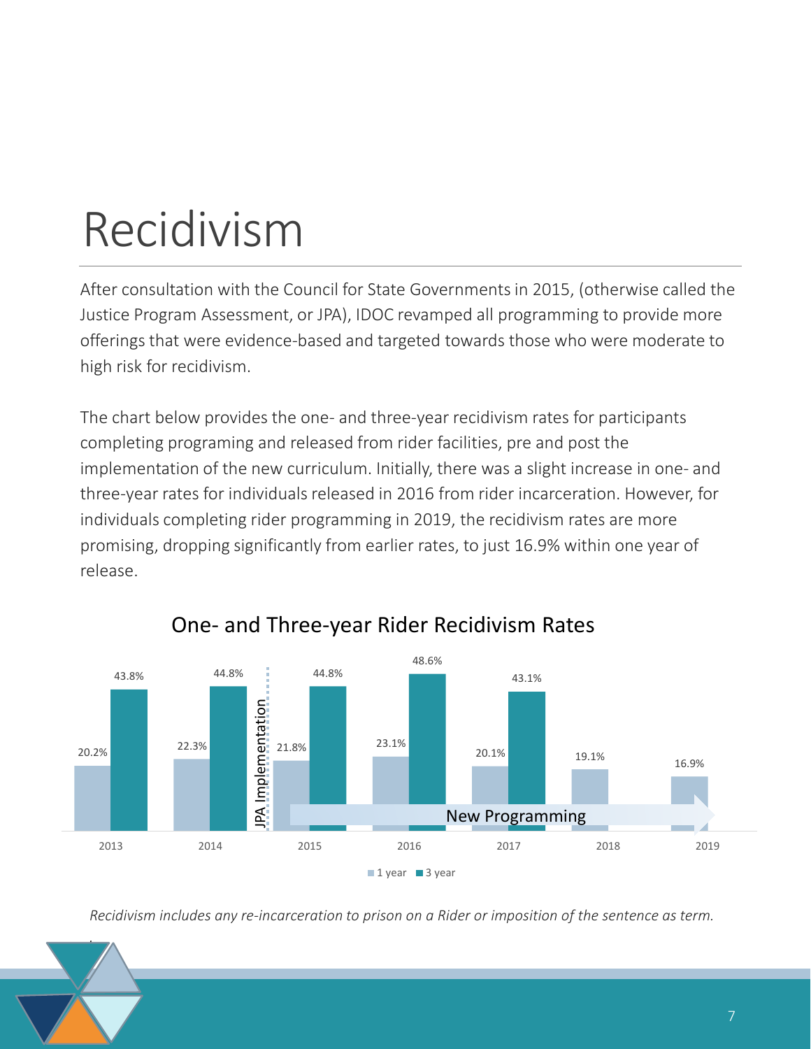# Recidivism

After consultation with the Council for State Governments in 2015, (otherwise called the Justice Program Assessment, or JPA), IDOC revamped all programming to provide more offerings that were evidence-based and targeted towards those who were moderate to high risk for recidivism.

The chart below provides the one- and three-year recidivism rates for participants completing programing and released from rider facilities, pre and post the implementation of the new curriculum. Initially, there was a slight increase in one- and three-year rates for individuals released in 2016 from rider incarceration. However, for individuals completing rider programming in 2019, the recidivism rates are more promising, dropping significantly from earlier rates, to just 16.9% within one year of release.

## One- and Three-year Rider Recidivism Rates

| Year | 1 year | 3 year |
|---|---|---|
| 2013 | 20.2% | 43.8% |
| 2014 | 22.3% | 44.8% |
| 2015 | 21.8% | 44.8% |
| 2016 | 23.1% | 48.6% |
| 2017 | 20.1% | 43.1% |
| 2018 | 19.1% | |
| 2019 | 16.9% | |

JPA Implementation (between 2014 and 2015); New Programming (2015–2019)

*Recidivism includes any re-incarceration to prison on a Rider or imposition of the sentence as term.*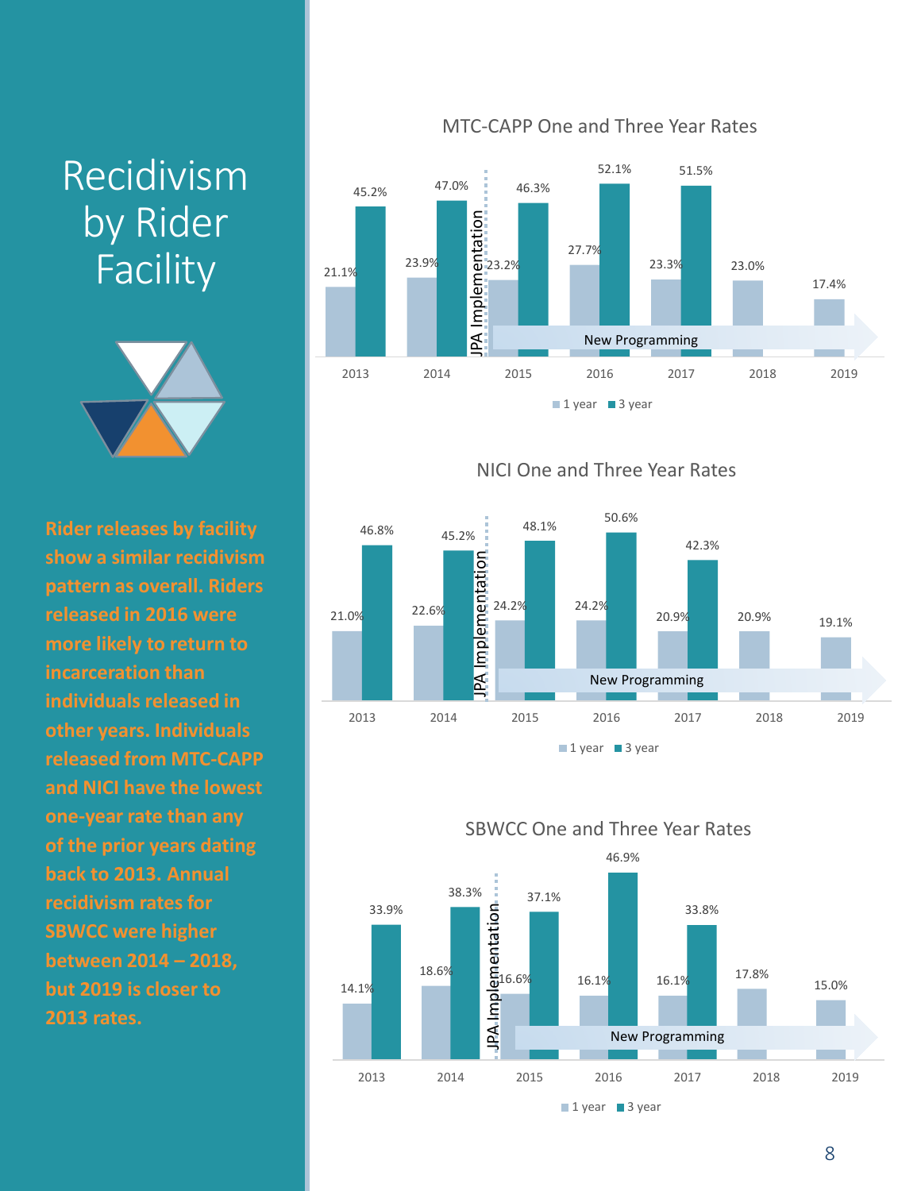# Recidivism by Rider Facility

**Rider releases by facility show a similar recidivism pattern as overall. Riders released in 2016 were more likely to return to incarceration than individuals released in other years. Individuals released from MTC-CAPP and NICI have the lowest one-year rate than any of the prior years dating back to 2013. Annual recidivism rates for SBWCC were higher between 2014 – 2018, but 2019 is closer to 2013 rates.**

## MTC-CAPP One and Three Year Rates

| | 2013 | 2014 | 2015 | 2016 | 2017 | 2018 | 2019 |
|---|---|---|---|---|---|---|---|
| 1 year | 21.1% | 23.9% | 23.2% | 27.7% | 23.3% | 23.0% | 17.4% |
| 3 year | 45.2% | 47.0% | 46.3% | 52.1% | 51.5% | | |

JPA Implementation (between 2014 and 2015); New Programming (2015 onward)

## NICI One and Three Year Rates

| | 2013 | 2014 | 2015 | 2016 | 2017 | 2018 | 2019 |
|---|---|---|---|---|---|---|---|
| 1 year | 21.0% | 22.6% | 24.2% | 24.2% | 20.9% | 20.9% | 19.1% |
| 3 year | 46.8% | 45.2% | 48.1% | 50.6% | 42.3% | | |

JPA Implementation (between 2014 and 2015); New Programming (2015 onward)

## SBWCC One and Three Year Rates

| | 2013 | 2014 | 2015 | 2016 | 2017 | 2018 | 2019 |
|---|---|---|---|---|---|---|---|
| 1 year | 14.1% | 18.6% | 16.6% | 16.1% | 16.1% | 17.8% | 15.0% |
| 3 year | 33.9% | 38.3% | 37.1% | 46.9% | 33.8% | | |

JPA Implementation (between 2014 and 2015); New Programming (2015 onward)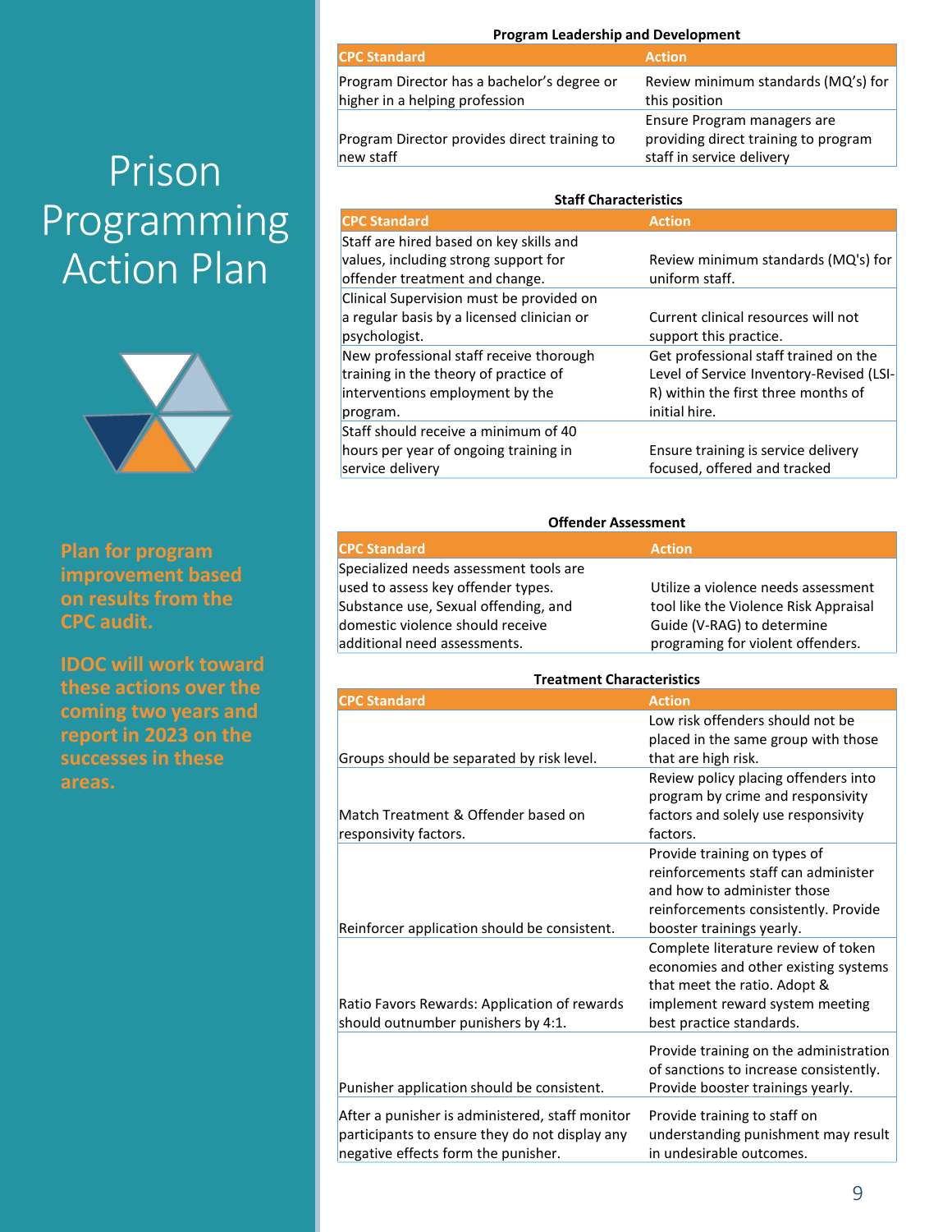# Prison Programming Action Plan

**Plan for program improvement based on results from the CPC audit.**

**IDOC will work toward these actions over the coming two years and report in 2023 on the successes in these areas.**

### Program Leadership and Development

| CPC Standard | Action |
| --- | --- |
| Program Director has a bachelor's degree or higher in a helping profession | Review minimum standards (MQ's) for this position |
| Program Director provides direct training to new staff | Ensure Program managers are providing direct training to program staff in service delivery |

### Staff Characteristics

| CPC Standard | Action |
| --- | --- |
| Staff are hired based on key skills and values, including strong support for offender treatment and change. | Review minimum standards (MQ's) for uniform staff. |
| Clinical Supervision must be provided on a regular basis by a licensed clinician or psychologist. | Current clinical resources will not support this practice. |
| New professional staff receive thorough training in the theory of practice of interventions employment by the program. | Get professional staff trained on the Level of Service Inventory-Revised (LSI-R) within the first three months of initial hire. |
| Staff should receive a minimum of 40 hours per year of ongoing training in service delivery | Ensure training is service delivery focused, offered and tracked |

### Offender Assessment

| CPC Standard | Action |
| --- | --- |
| Specialized needs assessment tools are used to assess key offender types. Substance use, Sexual offending, and domestic violence should receive additional need assessments. | Utilize a violence needs assessment tool like the Violence Risk Appraisal Guide (V-RAG) to determine programing for violent offenders. |

### Treatment Characteristics

| CPC Standard | Action |
| --- | --- |
| Groups should be separated by risk level. | Low risk offenders should not be placed in the same group with those that are high risk. |
| Match Treatment & Offender based on responsivity factors. | Review policy placing offenders into program by crime and responsivity factors and solely use responsivity factors. |
| Reinforcer application should be consistent. | Provide training on types of reinforcements staff can administer and how to administer those reinforcements consistently. Provide booster trainings yearly. |
| Ratio Favors Rewards: Application of rewards should outnumber punishers by 4:1. | Complete literature review of token economies and other existing systems that meet the ratio. Adopt & implement reward system meeting best practice standards. |
| Punisher application should be consistent. | Provide training on the administration of sanctions to increase consistently. Provide booster trainings yearly. |
| After a punisher is administered, staff monitor participants to ensure they do not display any negative effects form the punisher. | Provide training to staff on understanding punishment may result in undesirable outcomes. |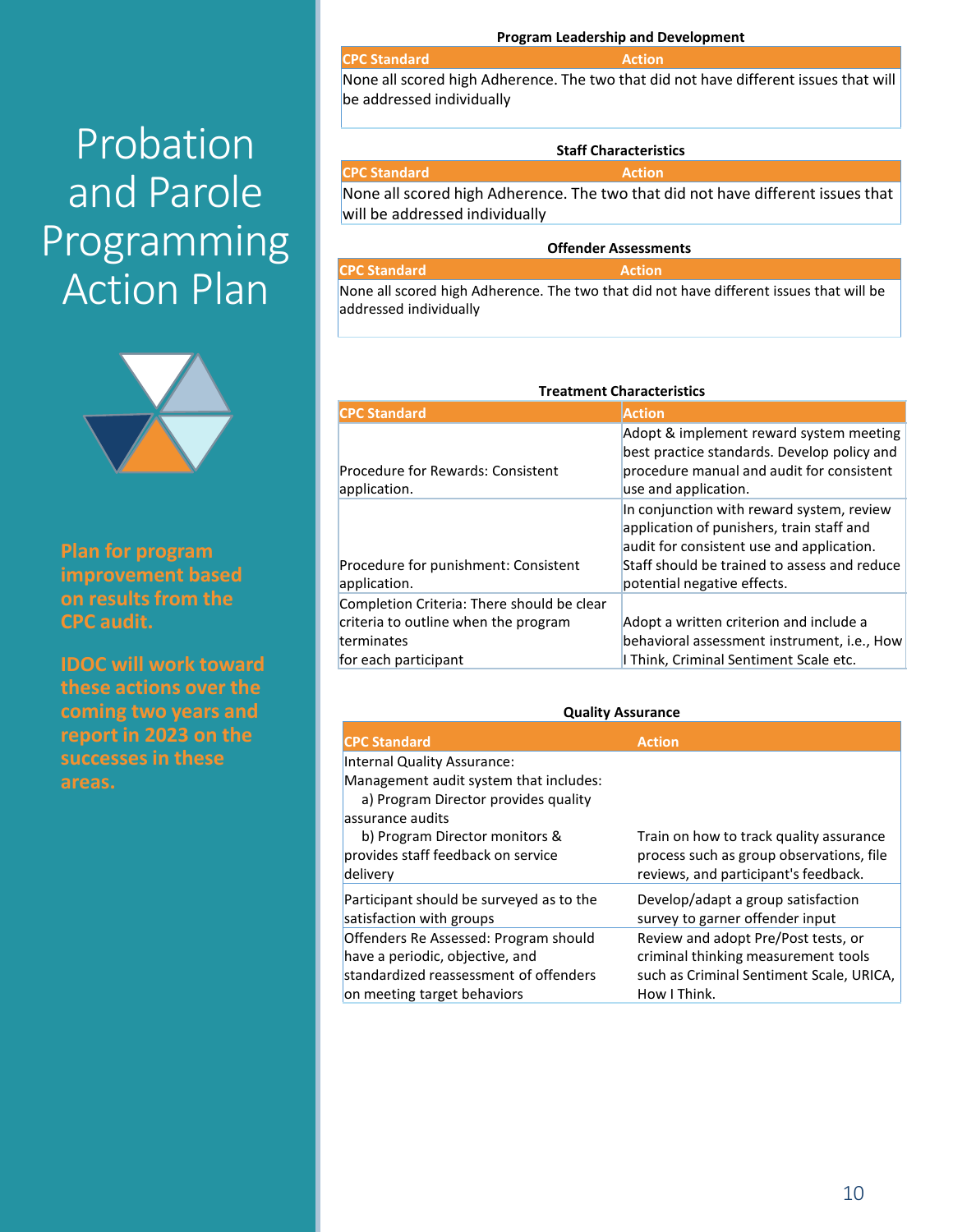# Probation and Parole Programming Action Plan

**Plan for program improvement based on results from the CPC audit.**

**IDOC will work toward these actions over the coming two years and report in 2023 on the successes in these areas.**

### Program Leadership and Development

| CPC Standard | Action |
| --- | --- |
| None all scored high Adherence. The two that did not have different issues that will be addressed individually | |

### Staff Characteristics

| CPC Standard | Action |
| --- | --- |
| None all scored high Adherence. The two that did not have different issues that will be addressed individually | |

### Offender Assessments

| CPC Standard | Action |
| --- | --- |
| None all scored high Adherence. The two that did not have different issues that will be addressed individually | |

### Treatment Characteristics

| CPC Standard | Action |
| --- | --- |
| Procedure for Rewards: Consistent application. | Adopt & implement reward system meeting best practice standards. Develop policy and procedure manual and audit for consistent use and application. |
| Procedure for punishment: Consistent application. | In conjunction with reward system, review application of punishers, train staff and audit for consistent use and application. Staff should be trained to assess and reduce potential negative effects. |
| Completion Criteria: There should be clear criteria to outline when the program terminates for each participant | Adopt a written criterion and include a behavioral assessment instrument, i.e., How I Think, Criminal Sentiment Scale etc. |

### Quality Assurance

| CPC Standard | Action |
| --- | --- |
| Internal Quality Assurance: Management audit system that includes: a) Program Director provides quality assurance audits b) Program Director monitors & provides staff feedback on service delivery | Train on how to track quality assurance process such as group observations, file reviews, and participant's feedback. |
| Participant should be surveyed as to the satisfaction with groups | Develop/adapt a group satisfaction survey to garner offender input |
| Offenders Re Assessed: Program should have a periodic, objective, and standardized reassessment of offenders on meeting target behaviors | Review and adopt Pre/Post tests, or criminal thinking measurement tools such as Criminal Sentiment Scale, URICA, How I Think. |